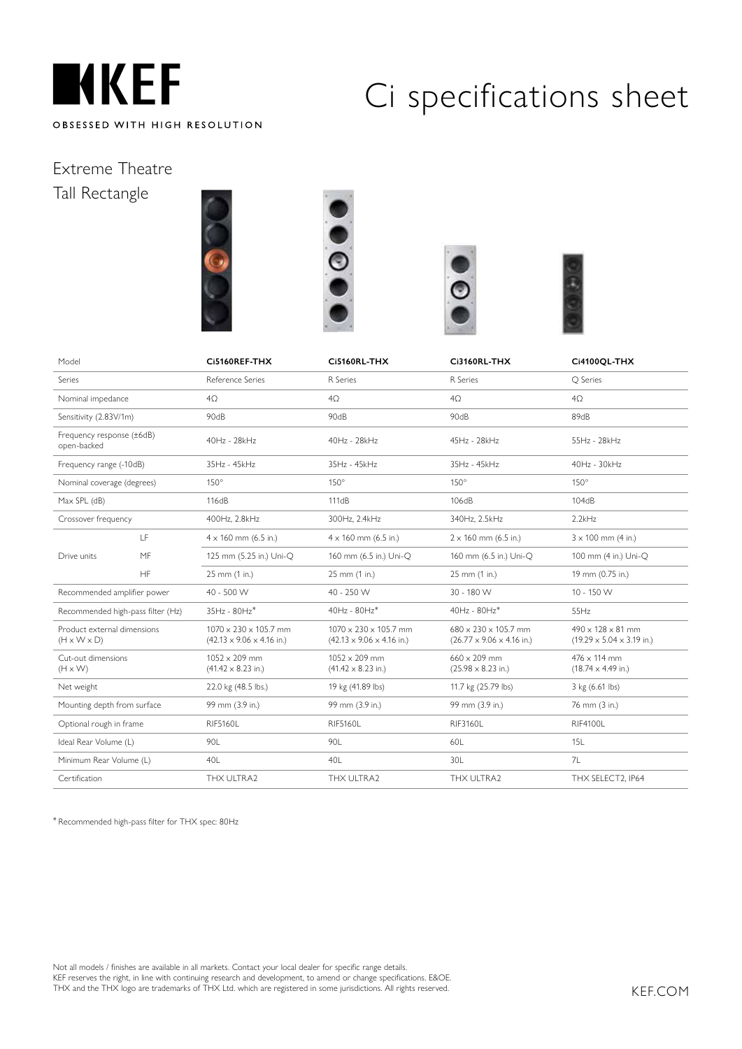# KEF

OBSESSED WITH HIGH RESOLUTION

# Ci specifications sheet

## Extreme Theatre
## Tall Rectangle

| Model | | Ci5160REF-THX | Ci5160RL-THX | Ci3160RL-THX | Ci4100QL-THX |
|---|---|---|---|---|---|
| Series | | Reference Series | R Series | R Series | Q Series |
| Nominal impedance | | 4Ω | 4Ω | 4Ω | 4Ω |
| Sensitivity (2.83V/1m) | | 90dB | 90dB | 90dB | 89dB |
| Frequency response (±6dB) open-backed | | 40Hz - 28kHz | 40Hz - 28kHz | 45Hz - 28kHz | 55Hz - 28kHz |
| Frequency range (-10dB) | | 35Hz - 45kHz | 35Hz - 45kHz | 35Hz - 45kHz | 40Hz - 30kHz |
| Nominal coverage (degrees) | | 150° | 150° | 150° | 150° |
| Max SPL (dB) | | 116dB | 111dB | 106dB | 104dB |
| Crossover frequency | | 400Hz, 2.8kHz | 300Hz, 2.4kHz | 340Hz, 2.5kHz | 2.2kHz |
| Drive units | LF | 4 x 160 mm (6.5 in.) | 4 x 160 mm (6.5 in.) | 2 x 160 mm (6.5 in.) | 3 x 100 mm (4 in.) |
| | MF | 125 mm (5.25 in.) Uni-Q | 160 mm (6.5 in.) Uni-Q | 160 mm (6.5 in.) Uni-Q | 100 mm (4 in.) Uni-Q |
| | HF | 25 mm (1 in.) | 25 mm (1 in.) | 25 mm (1 in.) | 19 mm (0.75 in.) |
| Recommended amplifier power | | 40 - 500 W | 40 - 250 W | 30 - 180 W | 10 - 150 W |
| Recommended high-pass filter (Hz) | | 35Hz - 80Hz* | 40Hz - 80Hz* | 40Hz - 80Hz* | 55Hz |
| Product external dimensions (H x W x D) | | 1070 x 230 x 105.7 mm (42.13 x 9.06 x 4.16 in.) | 1070 x 230 x 105.7 mm (42.13 x 9.06 x 4.16 in.) | 680 x 230 x 105.7 mm (26.77 x 9.06 x 4.16 in.) | 490 x 128 x 81 mm (19.29 x 5.04 x 3.19 in.) |
| Cut-out dimensions (H x W) | | 1052 x 209 mm (41.42 x 8.23 in.) | 1052 x 209 mm (41.42 x 8.23 in.) | 660 x 209 mm (25.98 x 8.23 in.) | 476 x 114 mm (18.74 x 4.49 in.) |
| Net weight | | 22.0 kg (48.5 lbs.) | 19 kg (41.89 lbs) | 11.7 kg (25.79 lbs) | 3 kg (6.61 lbs) |
| Mounting depth from surface | | 99 mm (3.9 in.) | 99 mm (3.9 in.) | 99 mm (3.9 in.) | 76 mm (3 in.) |
| Optional rough in frame | | RIF5160L | RIF5160L | RIF3160L | RIF4100L |
| Ideal Rear Volume (L) | | 90L | 90L | 60L | 15L |
| Minimum Rear Volume (L) | | 40L | 40L | 30L | 7L |
| Certification | | THX ULTRA2 | THX ULTRA2 | THX ULTRA2 | THX SELECT2, IP64 |

* Recommended high-pass filter for THX spec: 80Hz

Not all models / finishes are available in all markets. Contact your local dealer for specific range details.
KEF reserves the right, in line with continuing research and development, to amend or change specifications. E&OE.
THX and the THX logo are trademarks of THX Ltd. which are registered in some jurisdictions. All rights reserved.

KEF.COM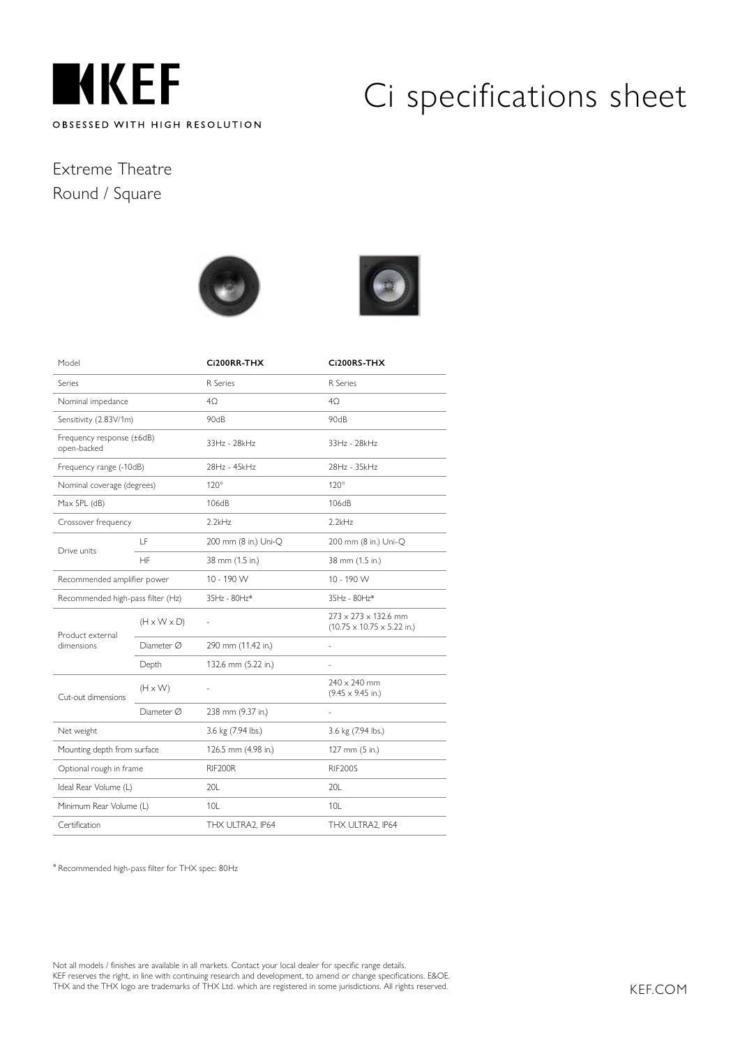# KEF

OBSESSED WITH HIGH RESOLUTION

# Ci specifications sheet

## Extreme Theatre
## Round / Square

| Model | | Ci200RR-THX | Ci200RS-THX |
|---|---|---|---|
| Series | | R Series | R Series |
| Nominal impedance | | 4Ω | 4Ω |
| Sensitivity (2.83V/1m) | | 90dB | 90dB |
| Frequency response (±6dB) open-backed | | 33Hz - 28kHz | 33Hz - 28kHz |
| Frequency range (-10dB) | | 28Hz - 45kHz | 28Hz - 35kHz |
| Nominal coverage (degrees) | | 120° | 120° |
| Max SPL (dB) | | 106dB | 106dB |
| Crossover frequency | | 2.2kHz | 2.2kHz |
| Drive units | LF | 200 mm (8 in.) Uni-Q | 200 mm (8 in.) Uni-Q |
| | HF | 38 mm (1.5 in.) | 38 mm (1.5 in.) |
| Recommended amplifier power | | 10 - 190 W | 10 - 190 W |
| Recommended high-pass filter (Hz) | | 35Hz - 80Hz* | 35Hz - 80Hz* |
| Product external dimensions | (H x W x D) | - | 273 x 273 x 132.6 mm (10.75 x 10.75 x 5.22 in.) |
| | Diameter Ø | 290 mm (11.42 in.) | - |
| | Depth | 132.6 mm (5.22 in.) | - |
| Cut-out dimensions | (H x W) | - | 240 x 240 mm (9.45 x 9.45 in.) |
| | Diameter Ø | 238 mm (9.37 in.) | - |
| Net weight | | 3.6 kg (7.94 lbs.) | 3.6 kg (7.94 lbs.) |
| Mounting depth from surface | | 126.5 mm (4.98 in.) | 127 mm (5 in.) |
| Optional rough in frame | | RIF200R | RIF200S |
| Ideal Rear Volume (L) | | 20L | 20L |
| Minimum Rear Volume (L) | | 10L | 10L |
| Certification | | THX ULTRA2, IP64 | THX ULTRA2, IP64 |

* Recommended high-pass filter for THX spec: 80Hz

Not all models / finishes are available in all markets. Contact your local dealer for specific range details.
KEF reserves the right, in line with continuing research and development, to amend or change specifications. E&OE.
THX and the THX logo are trademarks of THX Ltd. which are registered in some jurisdictions. All rights reserved.

KEF.COM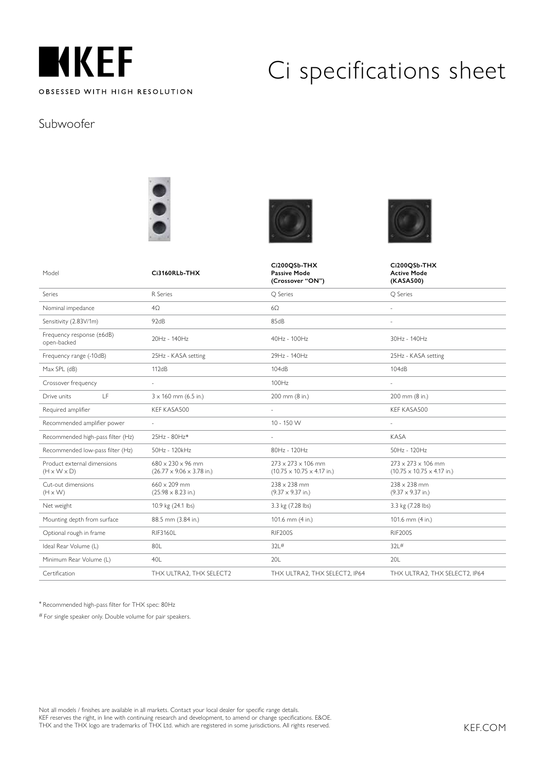KEF

OBSESSED WITH HIGH RESOLUTION

# Ci specifications sheet

## Subwoofer

| Model | **Ci3160RLb-THX** | **Ci200QSb-THX Passive Mode (Crossover "ON")** | **Ci200QSb-THX Active Mode (KASA500)** |
|---|---|---|---|
| Series | R Series | Q Series | Q Series |
| Nominal impedance | 4Ω | 6Ω | - |
| Sensitivity (2.83V/1m) | 92dB | 85dB | - |
| Frequency response (±6dB) open-backed | 20Hz - 140Hz | 40Hz - 100Hz | 30Hz - 140Hz |
| Frequency range (-10dB) | 25Hz - KASA setting | 29Hz - 140Hz | 25Hz - KASA setting |
| Max SPL (dB) | 112dB | 104dB | 104dB |
| Crossover frequency | - | 100Hz | - |
| Drive units LF | 3 x 160 mm (6.5 in.) | 200 mm (8 in.) | 200 mm (8 in.) |
| Required amplifier | KEF KASA500 | - | KEF KASA500 |
| Recommended amplifier power | - | 10 - 150 W | - |
| Recommended high-pass filter (Hz) | 25Hz - 80Hz* | - | KASA |
| Recommended low-pass filter (Hz) | 50Hz - 120kHz | 80Hz - 120Hz | 50Hz - 120Hz |
| Product external dimensions (H x W x D) | 680 x 230 x 96 mm (26.77 x 9.06 x 3.78 in.) | 273 x 273 x 106 mm (10.75 x 10.75 x 4.17 in.) | 273 x 273 x 106 mm (10.75 x 10.75 x 4.17 in.) |
| Cut-out dimensions (H x W) | 660 x 209 mm (25.98 x 8.23 in.) | 238 x 238 mm (9.37 x 9.37 in.) | 238 x 238 mm (9.37 x 9.37 in.) |
| Net weight | 10.9 kg (24.1 lbs) | 3.3 kg (7.28 lbs) | 3.3 kg (7.28 lbs) |
| Mounting depth from surface | 88.5 mm (3.84 in.) | 101.6 mm (4 in.) | 101.6 mm (4 in.) |
| Optional rough in frame | RIF3160L | RIF200S | RIF200S |
| Ideal Rear Volume (L) | 80L | 32L# | 32L# |
| Minimum Rear Volume (L) | 40L | 20L | 20L |
| Certification | THX ULTRA2, THX SELECT2 | THX ULTRA2, THX SELECT2, IP64 | THX ULTRA2, THX SELECT2, IP64 |

* Recommended high-pass filter for THX spec: 80Hz

# For single speaker only. Double volume for pair speakers.

Not all models / finishes are available in all markets. Contact your local dealer for specific range details.
KEF reserves the right, in line with continuing research and development, to amend or change specifications. E&OE.
THX and the THX logo are trademarks of THX Ltd. which are registered in some jurisdictions. All rights reserved.

KEF.COM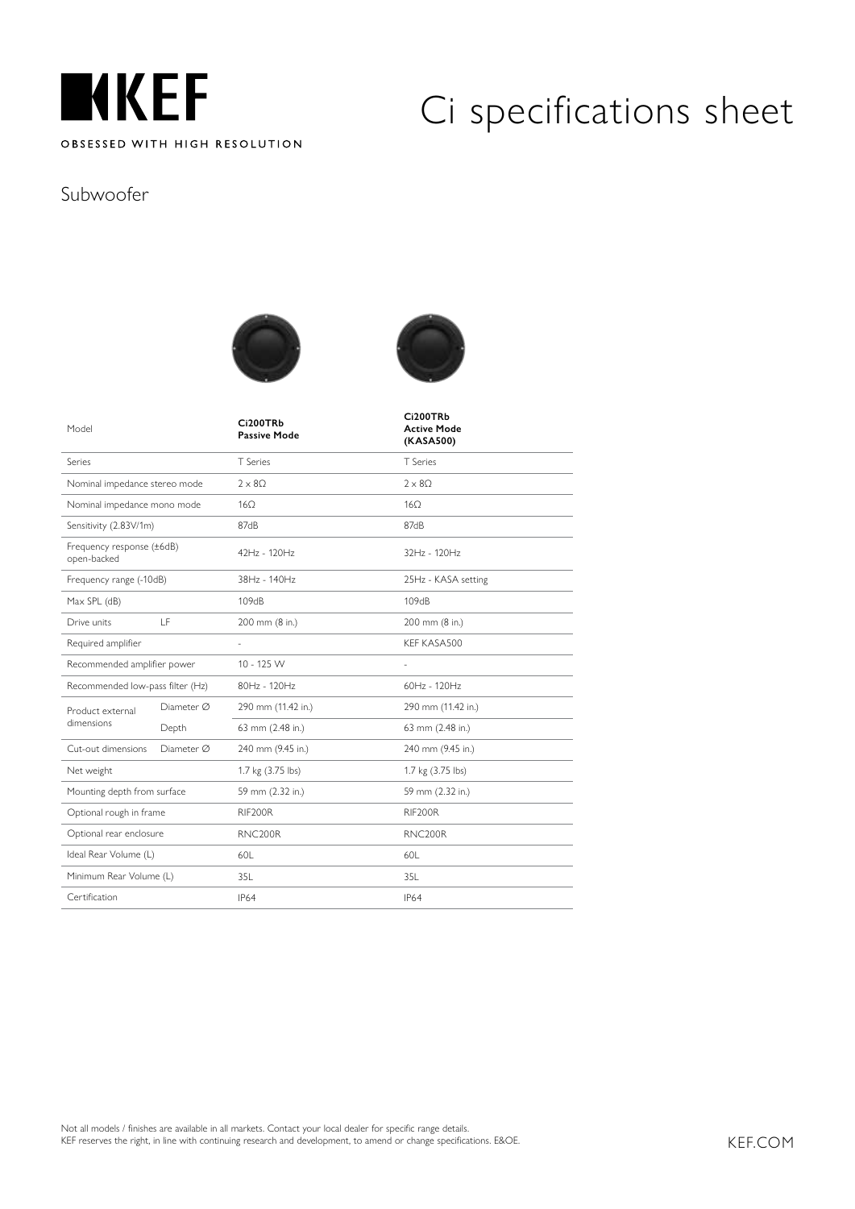# Ci specifications sheet

## Subwoofer

| Model | | **Ci200TRb Passive Mode** | **Ci200TRb Active Mode (KASA500)** |
|---|---|---|---|
| Series | | T Series | T Series |
| Nominal impedance stereo mode | | 2 x 8Ω | 2 x 8Ω |
| Nominal impedance mono mode | | 16Ω | 16Ω |
| Sensitivity (2.83V/1m) | | 87dB | 87dB |
| Frequency response (±6dB) open-backed | | 42Hz - 120Hz | 32Hz - 120Hz |
| Frequency range (-10dB) | | 38Hz - 140Hz | 25Hz - KASA setting |
| Max SPL (dB) | | 109dB | 109dB |
| Drive units | LF | 200 mm (8 in.) | 200 mm (8 in.) |
| Required amplifier | | - | KEF KASA500 |
| Recommended amplifier power | | 10 - 125 W | - |
| Recommended low-pass filter (Hz) | | 80Hz - 120Hz | 60Hz - 120Hz |
| Product external dimensions | Diameter Ø | 290 mm (11.42 in.) | 290 mm (11.42 in.) |
| | Depth | 63 mm (2.48 in.) | 63 mm (2.48 in.) |
| Cut-out dimensions | Diameter Ø | 240 mm (9.45 in.) | 240 mm (9.45 in.) |
| Net weight | | 1.7 kg (3.75 lbs) | 1.7 kg (3.75 lbs) |
| Mounting depth from surface | | 59 mm (2.32 in.) | 59 mm (2.32 in.) |
| Optional rough in frame | | RIF200R | RIF200R |
| Optional rear enclosure | | RNC200R | RNC200R |
| Ideal Rear Volume (L) | | 60L | 60L |
| Minimum Rear Volume (L) | | 35L | 35L |
| Certification | | IP64 | IP64 |

Not all models / finishes are available in all markets. Contact your local dealer for specific range details.
KEF reserves the right, in line with continuing research and development, to amend or change specifications. E&OE.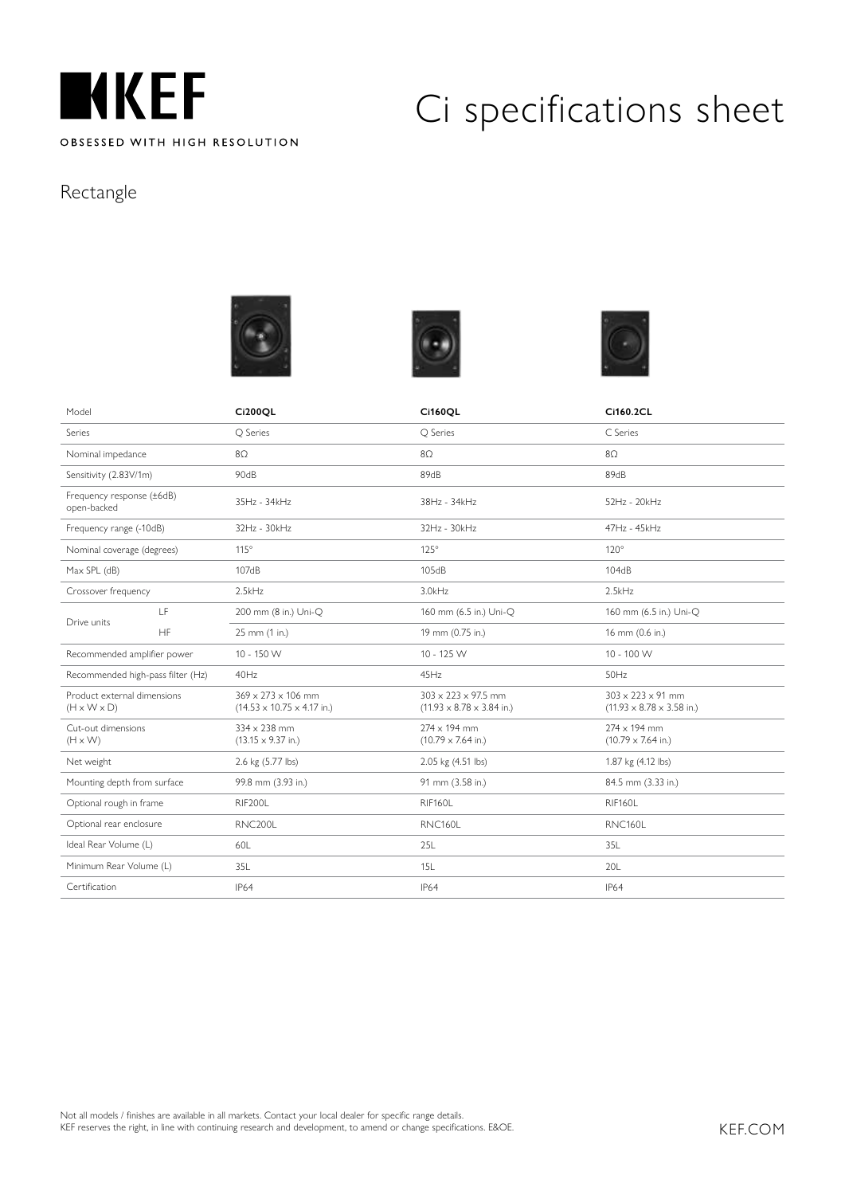# KEF

OBSESSED WITH HIGH RESOLUTION

# Ci specifications sheet

## Rectangle

| Model | | Ci200QL | Ci160QL | Ci160.2CL |
|---|---|---|---|---|
| Series | | Q Series | Q Series | C Series |
| Nominal impedance | | 8Ω | 8Ω | 8Ω |
| Sensitivity (2.83V/1m) | | 90dB | 89dB | 89dB |
| Frequency response (±6dB) open-backed | | 35Hz - 34kHz | 38Hz - 34kHz | 52Hz - 20kHz |
| Frequency range (-10dB) | | 32Hz - 30kHz | 32Hz - 30kHz | 47Hz - 45kHz |
| Nominal coverage (degrees) | | 115° | 125° | 120° |
| Max SPL (dB) | | 107dB | 105dB | 104dB |
| Crossover frequency | | 2.5kHz | 3.0kHz | 2.5kHz |
| Drive units | LF | 200 mm (8 in.) Uni-Q | 160 mm (6.5 in.) Uni-Q | 160 mm (6.5 in.) Uni-Q |
| | HF | 25 mm (1 in.) | 19 mm (0.75 in.) | 16 mm (0.6 in.) |
| Recommended amplifier power | | 10 - 150 W | 10 - 125 W | 10 - 100 W |
| Recommended high-pass filter (Hz) | | 40Hz | 45Hz | 50Hz |
| Product external dimensions (H x W x D) | | 369 x 273 x 106 mm (14.53 x 10.75 x 4.17 in.) | 303 x 223 x 97.5 mm (11.93 x 8.78 x 3.84 in.) | 303 x 223 x 91 mm (11.93 x 8.78 x 3.58 in.) |
| Cut-out dimensions (H x W) | | 334 x 238 mm (13.15 x 9.37 in.) | 274 x 194 mm (10.79 x 7.64 in.) | 274 x 194 mm (10.79 x 7.64 in.) |
| Net weight | | 2.6 kg (5.77 lbs) | 2.05 kg (4.51 lbs) | 1.87 kg (4.12 lbs) |
| Mounting depth from surface | | 99.8 mm (3.93 in.) | 91 mm (3.58 in.) | 84.5 mm (3.33 in.) |
| Optional rough in frame | | RIF200L | RIF160L | RIF160L |
| Optional rear enclosure | | RNC200L | RNC160L | RNC160L |
| Ideal Rear Volume (L) | | 60L | 25L | 35L |
| Minimum Rear Volume (L) | | 35L | 15L | 20L |
| Certification | | IP64 | IP64 | IP64 |

Not all models / finishes are available in all markets. Contact your local dealer for specific range details.
KEF reserves the right, in line with continuing research and development, to amend or change specifications. E&OE.

KEF.COM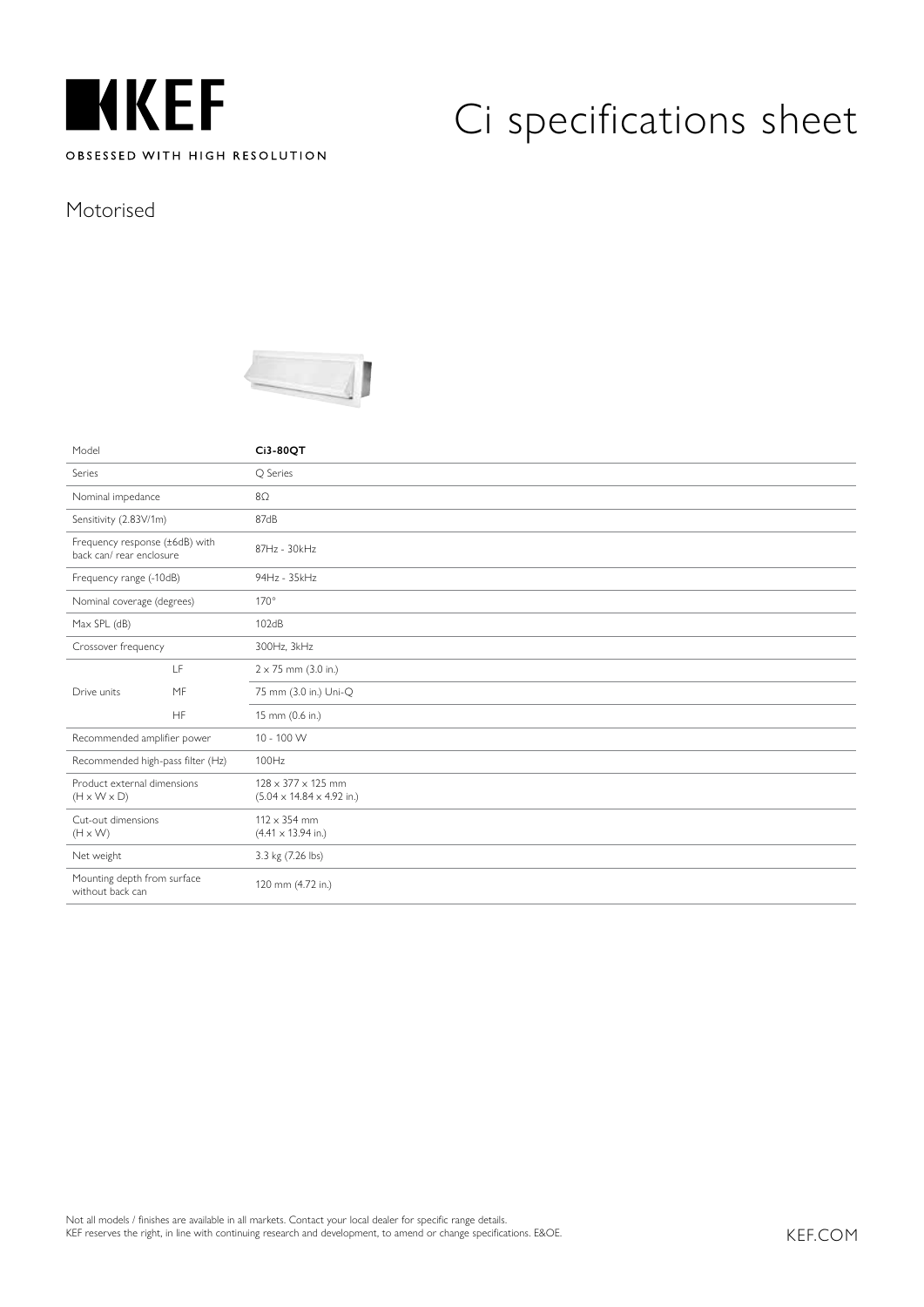# KEF

OBSESSED WITH HIGH RESOLUTION

# Ci specifications sheet

## Motorised

| Model | | **Ci3-80QT** |
|---|---|---|
| Series | | Q Series |
| Nominal impedance | | 8Ω |
| Sensitivity (2.83V/1m) | | 87dB |
| Frequency response (±6dB) with back can/ rear enclosure | | 87Hz - 30kHz |
| Frequency range (-10dB) | | 94Hz - 35kHz |
| Nominal coverage (degrees) | | 170° |
| Max SPL (dB) | | 102dB |
| Crossover frequency | | 300Hz, 3kHz |
| Drive units | LF | 2 x 75 mm (3.0 in.) |
| | MF | 75 mm (3.0 in.) Uni-Q |
| | HF | 15 mm (0.6 in.) |
| Recommended amplifier power | | 10 - 100 W |
| Recommended high-pass filter (Hz) | | 100Hz |
| Product external dimensions (H x W x D) | | 128 x 377 x 125 mm (5.04 x 14.84 x 4.92 in.) |
| Cut-out dimensions (H x W) | | 112 x 354 mm (4.41 x 13.94 in.) |
| Net weight | | 3.3 kg (7.26 lbs) |
| Mounting depth from surface without back can | | 120 mm (4.72 in.) |

Not all models / finishes are available in all markets. Contact your local dealer for specific range details.
KEF reserves the right, in line with continuing research and development, to amend or change specifications. E&OE.

KEF.COM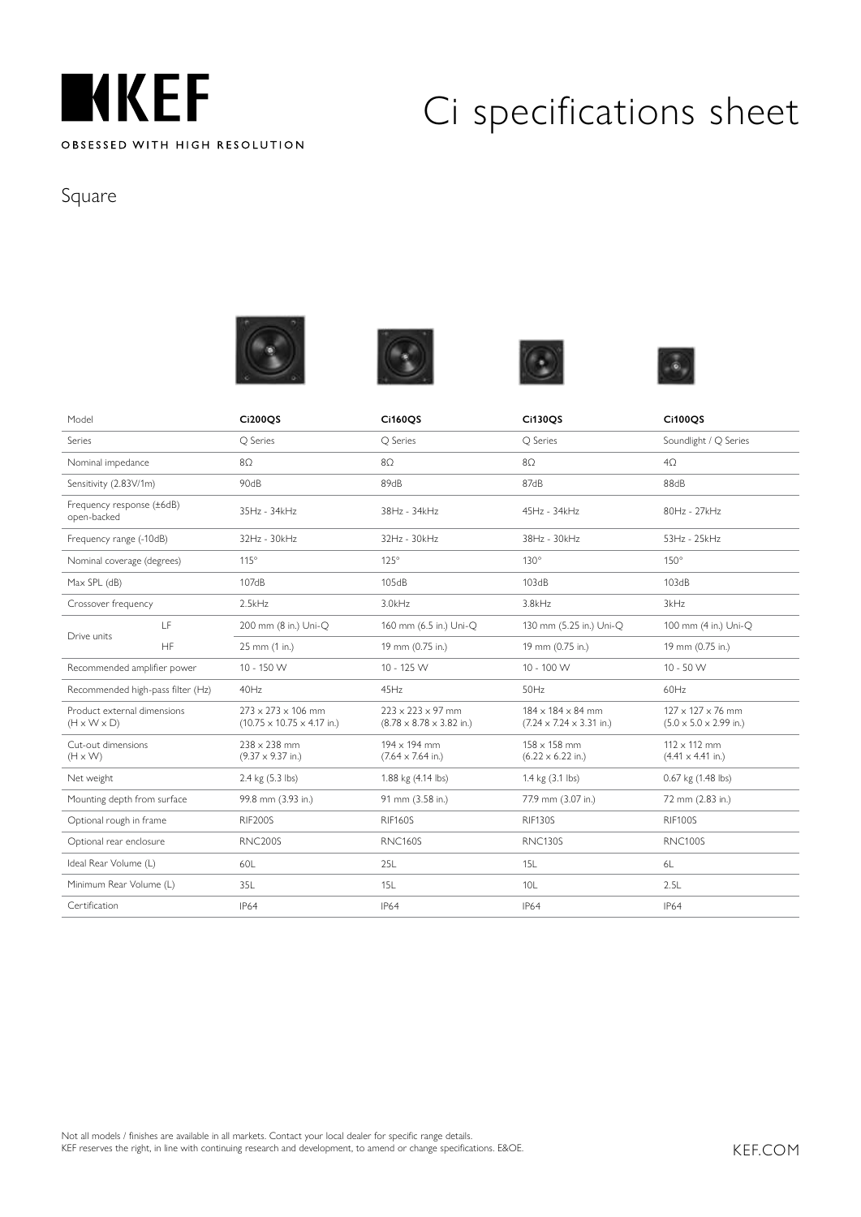KEF

OBSESSED WITH HIGH RESOLUTION

# Ci specifications sheet

## Square

| Model | | Ci200QS | Ci160QS | Ci130QS | Ci100QS |
|---|---|---|---|---|---|
| Series | | Q Series | Q Series | Q Series | Soundlight / Q Series |
| Nominal impedance | | 8Ω | 8Ω | 8Ω | 4Ω |
| Sensitivity (2.83V/1m) | | 90dB | 89dB | 87dB | 88dB |
| Frequency response (±6dB) open-backed | | 35Hz - 34kHz | 38Hz - 34kHz | 45Hz - 34kHz | 80Hz - 27kHz |
| Frequency range (-10dB) | | 32Hz - 30kHz | 32Hz - 30kHz | 38Hz - 30kHz | 53Hz - 25kHz |
| Nominal coverage (degrees) | | 115° | 125° | 130° | 150° |
| Max SPL (dB) | | 107dB | 105dB | 103dB | 103dB |
| Crossover frequency | | 2.5kHz | 3.0kHz | 3.8kHz | 3kHz |
| Drive units | LF | 200 mm (8 in.) Uni-Q | 160 mm (6.5 in.) Uni-Q | 130 mm (5.25 in.) Uni-Q | 100 mm (4 in.) Uni-Q |
| | HF | 25 mm (1 in.) | 19 mm (0.75 in.) | 19 mm (0.75 in.) | 19 mm (0.75 in.) |
| Recommended amplifier power | | 10 - 150 W | 10 - 125 W | 10 - 100 W | 10 - 50 W |
| Recommended high-pass filter (Hz) | | 40Hz | 45Hz | 50Hz | 60Hz |
| Product external dimensions (H x W x D) | | 273 x 273 x 106 mm (10.75 x 10.75 x 4.17 in.) | 223 x 223 x 97 mm (8.78 x 8.78 x 3.82 in.) | 184 x 184 x 84 mm (7.24 x 7.24 x 3.31 in.) | 127 x 127 x 76 mm (5.0 x 5.0 x 2.99 in.) |
| Cut-out dimensions (H x W) | | 238 x 238 mm (9.37 x 9.37 in.) | 194 x 194 mm (7.64 x 7.64 in.) | 158 x 158 mm (6.22 x 6.22 in.) | 112 x 112 mm (4.41 x 4.41 in.) |
| Net weight | | 2.4 kg (5.3 lbs) | 1.88 kg (4.14 lbs) | 1.4 kg (3.1 lbs) | 0.67 kg (1.48 lbs) |
| Mounting depth from surface | | 99.8 mm (3.93 in.) | 91 mm (3.58 in.) | 77.9 mm (3.07 in.) | 72 mm (2.83 in.) |
| Optional rough in frame | | RIF200S | RIF160S | RIF130S | RIF100S |
| Optional rear enclosure | | RNC200S | RNC160S | RNC130S | RNC100S |
| Ideal Rear Volume (L) | | 60L | 25L | 15L | 6L |
| Minimum Rear Volume (L) | | 35L | 15L | 10L | 2.5L |
| Certification | | IP64 | IP64 | IP64 | IP64 |

Not all models / finishes are available in all markets. Contact your local dealer for specific range details.
KEF reserves the right, in line with continuing research and development, to amend or change specifications. E&OE.

KEF.COM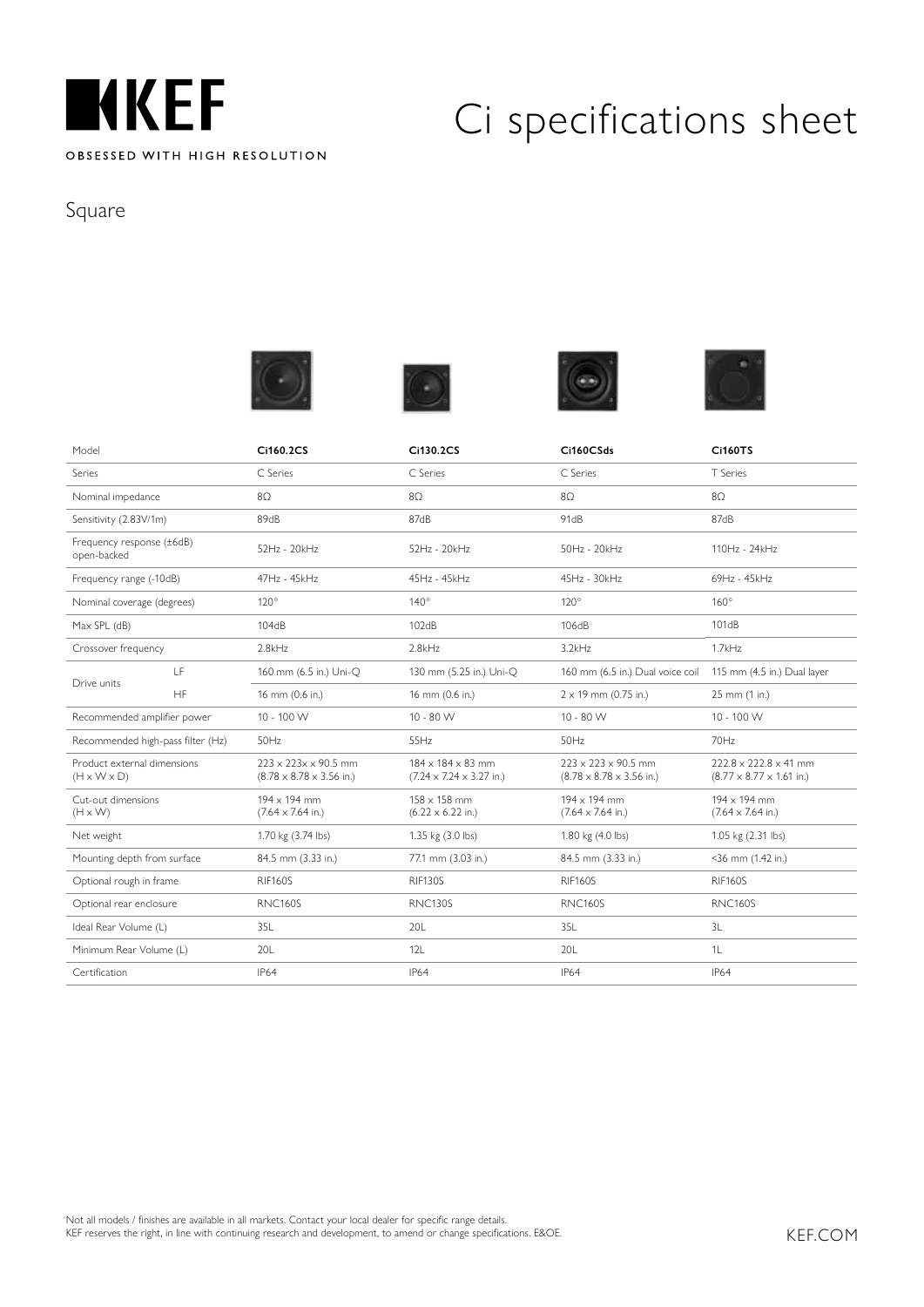# KEF

OBSESSED WITH HIGH RESOLUTION

# Ci specifications sheet

## Square

| Model | | Ci160.2CS | Ci130.2CS | Ci160CSds | Ci160TS |
|---|---|---|---|---|---|
| Series | | C Series | C Series | C Series | T Series |
| Nominal impedance | | 8Ω | 8Ω | 8Ω | 8Ω |
| Sensitivity (2.83V/1m) | | 89dB | 87dB | 91dB | 87dB |
| Frequency response (±6dB) open-backed | | 52Hz - 20kHz | 52Hz - 20kHz | 50Hz - 20kHz | 110Hz - 24kHz |
| Frequency range (-10dB) | | 47Hz - 45kHz | 45Hz - 45kHz | 45Hz - 30kHz | 69Hz - 45kHz |
| Nominal coverage (degrees) | | 120° | 140° | 120° | 160° |
| Max SPL (dB) | | 104dB | 102dB | 106dB | 101dB |
| Crossover frequency | | 2.8kHz | 2.8kHz | 3.2kHz | 1.7kHz |
| Drive units | LF | 160 mm (6.5 in.) Uni-Q | 130 mm (5.25 in.) Uni-Q | 160 mm (6.5 in.) Dual voice coil | 115 mm (4.5 in.) Dual layer |
| | HF | 16 mm (0.6 in.) | 16 mm (0.6 in.) | 2 x 19 mm (0.75 in.) | 25 mm (1 in.) |
| Recommended amplifier power | | 10 - 100 W | 10 - 80 W | 10 - 80 W | 10 - 100 W |
| Recommended high-pass filter (Hz) | | 50Hz | 55Hz | 50Hz | 70Hz |
| Product external dimensions (H x W x D) | | 223 x 223x x 90.5 mm (8.78 x 8.78 x 3.56 in.) | 184 x 184 x 83 mm (7.24 x 7.24 x 3.27 in.) | 223 x 223 x 90.5 mm (8.78 x 8.78 x 3.56 in.) | 222.8 x 222.8 x 41 mm (8.77 x 8.77 x 1.61 in.) |
| Cut-out dimensions (H x W) | | 194 x 194 mm (7.64 x 7.64 in.) | 158 x 158 mm (6.22 x 6.22 in.) | 194 x 194 mm (7.64 x 7.64 in.) | 194 x 194 mm (7.64 x 7.64 in.) |
| Net weight | | 1.70 kg (3.74 lbs) | 1.35 kg (3.0 lbs) | 1.80 kg (4.0 lbs) | 1.05 kg (2.31 lbs) |
| Mounting depth from surface | | 84.5 mm (3.33 in.) | 77.1 mm (3.03 in.) | 84.5 mm (3.33 in.) | <36 mm (1.42 in.) |
| Optional rough in frame | | RIF160S | RIF130S | RIF160S | RIF160S |
| Optional rear enclosure | | RNC160S | RNC130S | RNC160S | RNC160S |
| Ideal Rear Volume (L) | | 35L | 20L | 35L | 3L |
| Minimum Rear Volume (L) | | 20L | 12L | 20L | 1L |
| Certification | | IP64 | IP64 | IP64 | IP64 |

Not all models / finishes are available in all markets. Contact your local dealer for specific range details.
KEF reserves the right, in line with continuing research and development, to amend or change specifications. E&OE.

KEF.COM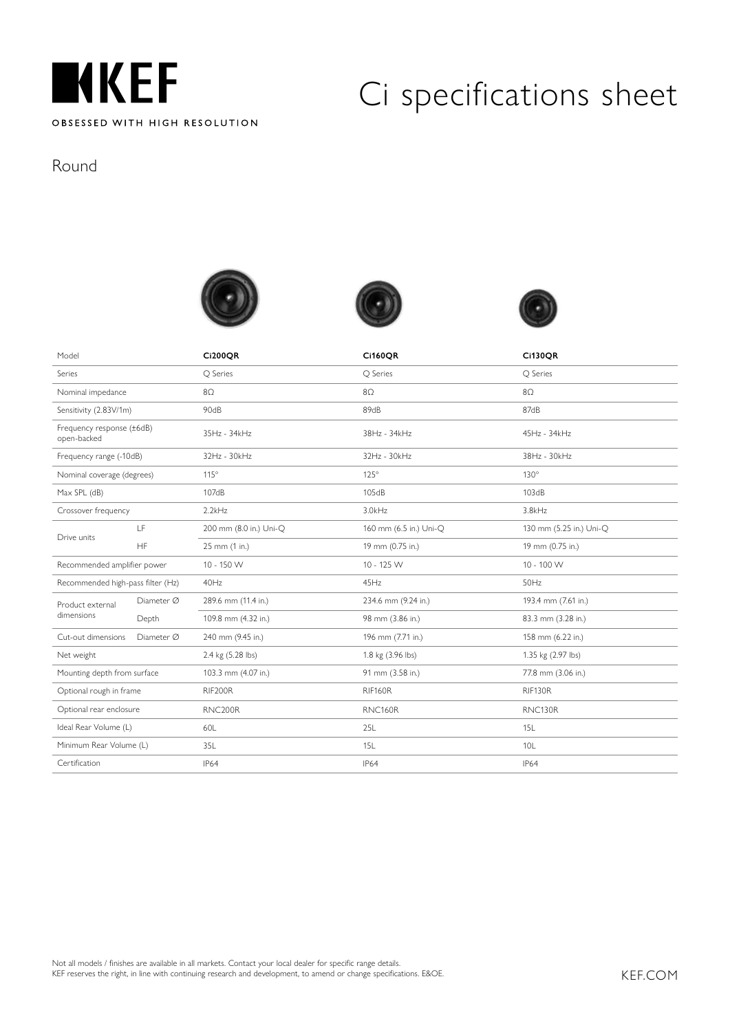# Ci specifications sheet

OBSESSED WITH HIGH RESOLUTION

## Round

| Model | | **Ci200QR** | **Ci160QR** | **Ci130QR** |
|---|---|---|---|---|
| Series | | Q Series | Q Series | Q Series |
| Nominal impedance | | 8Ω | 8Ω | 8Ω |
| Sensitivity (2.83V/1m) | | 90dB | 89dB | 87dB |
| Frequency response (±6dB) open-backed | | 35Hz - 34kHz | 38Hz - 34kHz | 45Hz - 34kHz |
| Frequency range (-10dB) | | 32Hz - 30kHz | 32Hz - 30kHz | 38Hz - 30kHz |
| Nominal coverage (degrees) | | 115° | 125° | 130° |
| Max SPL (dB) | | 107dB | 105dB | 103dB |
| Crossover frequency | | 2.2kHz | 3.0kHz | 3.8kHz |
| Drive units | LF | 200 mm (8.0 in.) Uni-Q | 160 mm (6.5 in.) Uni-Q | 130 mm (5.25 in.) Uni-Q |
| | HF | 25 mm (1 in.) | 19 mm (0.75 in.) | 19 mm (0.75 in.) |
| Recommended amplifier power | | 10 - 150 W | 10 - 125 W | 10 - 100 W |
| Recommended high-pass filter (Hz) | | 40Hz | 45Hz | 50Hz |
| Product external dimensions | Diameter Ø | 289.6 mm (11.4 in.) | 234.6 mm (9.24 in.) | 193.4 mm (7.61 in.) |
| | Depth | 109.8 mm (4.32 in.) | 98 mm (3.86 in.) | 83.3 mm (3.28 in.) |
| Cut-out dimensions | Diameter Ø | 240 mm (9.45 in.) | 196 mm (7.71 in.) | 158 mm (6.22 in.) |
| Net weight | | 2.4 kg (5.28 lbs) | 1.8 kg (3.96 lbs) | 1.35 kg (2.97 lbs) |
| Mounting depth from surface | | 103.3 mm (4.07 in.) | 91 mm (3.58 in.) | 77.8 mm (3.06 in.) |
| Optional rough in frame | | RIF200R | RIF160R | RIF130R |
| Optional rear enclosure | | RNC200R | RNC160R | RNC130R |
| Ideal Rear Volume (L) | | 60L | 25L | 15L |
| Minimum Rear Volume (L) | | 35L | 15L | 10L |
| Certification | | IP64 | IP64 | IP64 |

Not all models / finishes are available in all markets. Contact your local dealer for specific range details.
KEF reserves the right, in line with continuing research and development, to amend or change specifications. E&OE.

KEF.COM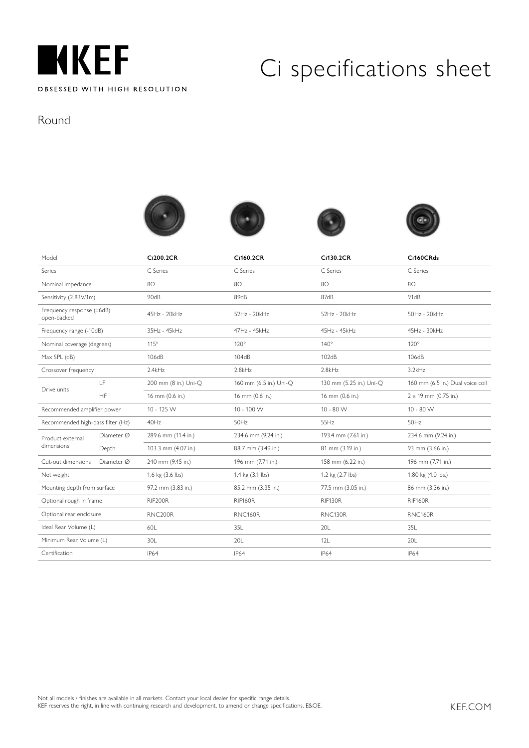# KEF

OBSESSED WITH HIGH RESOLUTION

# Ci specifications sheet

## Round

| Model | | Ci200.2CR | Ci160.2CR | Ci130.2CR | Ci160CRds |
|---|---|---|---|---|---|
| Series | | C Series | C Series | C Series | C Series |
| Nominal impedance | | 8Ω | 8Ω | 8Ω | 8Ω |
| Sensitivity (2.83V/1m) | | 90dB | 89dB | 87dB | 91dB |
| Frequency response (±6dB) open-backed | | 45Hz - 20kHz | 52Hz - 20kHz | 52Hz - 20kHz | 50Hz - 20kHz |
| Frequency range (-10dB) | | 35Hz - 45kHz | 47Hz - 45kHz | 45Hz - 45kHz | 45Hz - 30kHz |
| Nominal coverage (degrees) | | 115° | 120° | 140° | 120° |
| Max SPL (dB) | | 106dB | 104dB | 102dB | 106dB |
| Crossover frequency | | 2.4kHz | 2.8kHz | 2.8kHz | 3.2kHz |
| Drive units | LF | 200 mm (8 in.) Uni-Q | 160 mm (6.5 in.) Uni-Q | 130 mm (5.25 in.) Uni-Q | 160 mm (6.5 in.) Dual voice coil |
| | HF | 16 mm (0.6 in.) | 16 mm (0.6 in.) | 16 mm (0.6 in.) | 2 x 19 mm (0.75 in.) |
| Recommended amplifier power | | 10 - 125 W | 10 - 100 W | 10 - 80 W | 10 - 80 W |
| Recommended high-pass filter (Hz) | | 40Hz | 50Hz | 55Hz | 50Hz |
| Product external dimensions | Diameter Ø | 289.6 mm (11.4 in.) | 234.6 mm (9.24 in.) | 193.4 mm (7.61 in.) | 234.6 mm (9.24 in.) |
| | Depth | 103.3 mm (4.07 in.) | 88.7 mm (3.49 in.) | 81 mm (3.19 in.) | 93 mm (3.66 in.) |
| Cut-out dimensions | Diameter Ø | 240 mm (9.45 in.) | 196 mm (7.71 in.) | 158 mm (6.22 in.) | 196 mm (7.71 in.) |
| Net weight | | 1.6 kg (3.6 lbs) | 1.4 kg (3.1 lbs) | 1.2 kg (2.7 lbs) | 1.80 kg (4.0 lbs.) |
| Mounting depth from surface | | 97.2 mm (3.83 in.) | 85.2 mm (3.35 in.) | 77.5 mm (3.05 in.) | 86 mm (3.36 in.) |
| Optional rough in frame | | RIF200R | RIF160R | RIF130R | RIF160R |
| Optional rear enclosure | | RNC200R | RNC160R | RNC130R | RNC160R |
| Ideal Rear Volume (L) | | 60L | 35L | 20L | 35L |
| Minimum Rear Volume (L) | | 30L | 20L | 12L | 20L |
| Certification | | IP64 | IP64 | IP64 | IP64 |

Not all models / finishes are available in all markets. Contact your local dealer for specific range details.
KEF reserves the right, in line with continuing research and development, to amend or change specifications. E&OE.

KEF.COM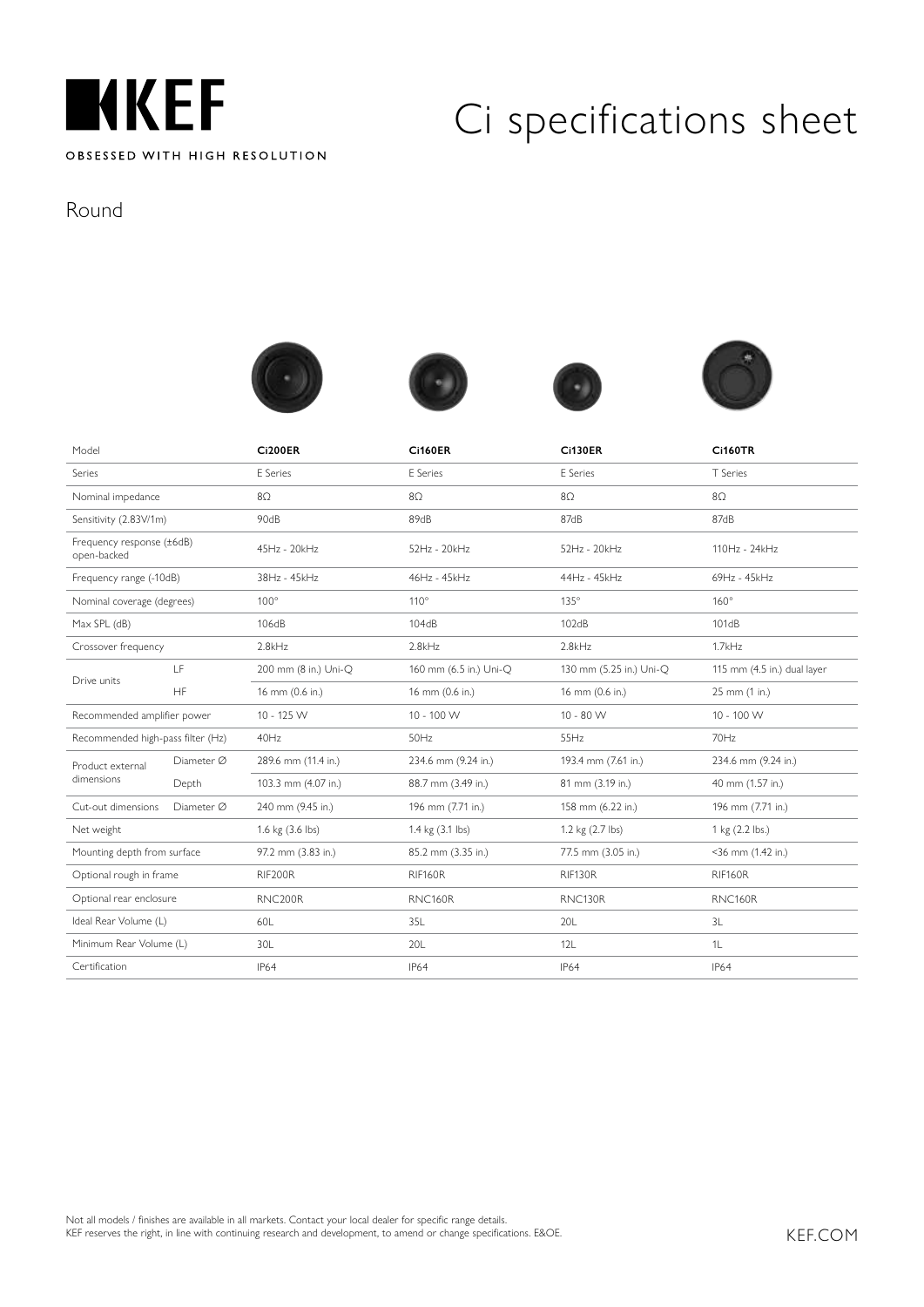# KEF

OBSESSED WITH HIGH RESOLUTION

# Ci specifications sheet

## Round

| Model | | Ci200ER | Ci160ER | Ci130ER | Ci160TR |
|---|---|---|---|---|---|
| Series | | E Series | E Series | E Series | T Series |
| Nominal impedance | | 8Ω | 8Ω | 8Ω | 8Ω |
| Sensitivity (2.83V/1m) | | 90dB | 89dB | 87dB | 87dB |
| Frequency response (±6dB) open-backed | | 45Hz - 20kHz | 52Hz - 20kHz | 52Hz - 20kHz | 110Hz - 24kHz |
| Frequency range (-10dB) | | 38Hz - 45kHz | 46Hz - 45kHz | 44Hz - 45kHz | 69Hz - 45kHz |
| Nominal coverage (degrees) | | 100° | 110° | 135° | 160° |
| Max SPL (dB) | | 106dB | 104dB | 102dB | 101dB |
| Crossover frequency | | 2.8kHz | 2.8kHz | 2.8kHz | 1.7kHz |
| Drive units | LF | 200 mm (8 in.) Uni-Q | 160 mm (6.5 in.) Uni-Q | 130 mm (5.25 in.) Uni-Q | 115 mm (4.5 in.) dual layer |
| | HF | 16 mm (0.6 in.) | 16 mm (0.6 in.) | 16 mm (0.6 in.) | 25 mm (1 in.) |
| Recommended amplifier power | | 10 - 125 W | 10 - 100 W | 10 - 80 W | 10 - 100 W |
| Recommended high-pass filter (Hz) | | 40Hz | 50Hz | 55Hz | 70Hz |
| Product external dimensions | Diameter Ø | 289.6 mm (11.4 in.) | 234.6 mm (9.24 in.) | 193.4 mm (7.61 in.) | 234.6 mm (9.24 in.) |
| | Depth | 103.3 mm (4.07 in.) | 88.7 mm (3.49 in.) | 81 mm (3.19 in.) | 40 mm (1.57 in.) |
| Cut-out dimensions | Diameter Ø | 240 mm (9.45 in.) | 196 mm (7.71 in.) | 158 mm (6.22 in.) | 196 mm (7.71 in.) |
| Net weight | | 1.6 kg (3.6 lbs) | 1.4 kg (3.1 lbs) | 1.2 kg (2.7 lbs) | 1 kg (2.2 lbs.) |
| Mounting depth from surface | | 97.2 mm (3.83 in.) | 85.2 mm (3.35 in.) | 77.5 mm (3.05 in.) | <36 mm (1.42 in.) |
| Optional rough in frame | | RIF200R | RIF160R | RIF130R | RIF160R |
| Optional rear enclosure | | RNC200R | RNC160R | RNC130R | RNC160R |
| Ideal Rear Volume (L) | | 60L | 35L | 20L | 3L |
| Minimum Rear Volume (L) | | 30L | 20L | 12L | 1L |
| Certification | | IP64 | IP64 | IP64 | IP64 |

Not all models / finishes are available in all markets. Contact your local dealer for specific range details.
KEF reserves the right, in line with continuing research and development, to amend or change specifications. E&OE.

KEF.COM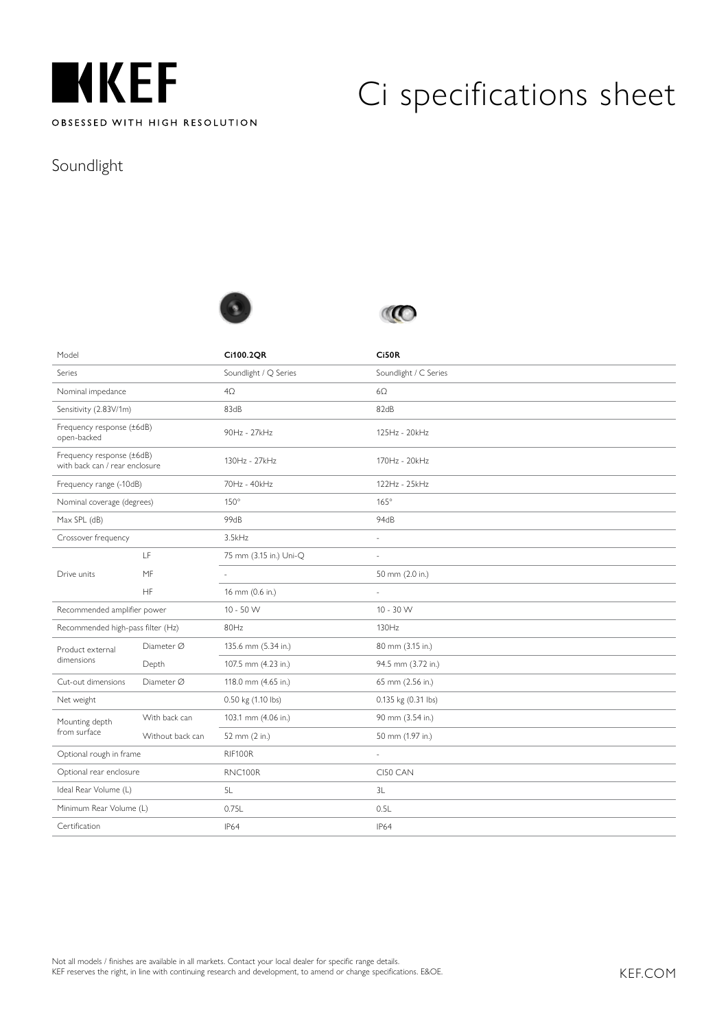KEF

OBSESSED WITH HIGH RESOLUTION

# Ci specifications sheet

## Soundlight

| Model | | Ci100.2QR | Ci50R |
|---|---|---|---|
| Series | | Soundlight / Q Series | Soundlight / C Series |
| Nominal impedance | | 4Ω | 6Ω |
| Sensitivity (2.83V/1m) | | 83dB | 82dB |
| Frequency response (±6dB) open-backed | | 90Hz - 27kHz | 125Hz - 20kHz |
| Frequency response (±6dB) with back can / rear enclosure | | 130Hz - 27kHz | 170Hz - 20kHz |
| Frequency range (-10dB) | | 70Hz - 40kHz | 122Hz - 25kHz |
| Nominal coverage (degrees) | | 150° | 165° |
| Max SPL (dB) | | 99dB | 94dB |
| Crossover frequency | | 3.5kHz | - |
| Drive units | LF | 75 mm (3.15 in.) Uni-Q | - |
| | MF | - | 50 mm (2.0 in.) |
| | HF | 16 mm (0.6 in.) | - |
| Recommended amplifier power | | 10 - 50 W | 10 - 30 W |
| Recommended high-pass filter (Hz) | | 80Hz | 130Hz |
| Product external dimensions | Diameter Ø | 135.6 mm (5.34 in.) | 80 mm (3.15 in.) |
| | Depth | 107.5 mm (4.23 in.) | 94.5 mm (3.72 in.) |
| Cut-out dimensions | Diameter Ø | 118.0 mm (4.65 in.) | 65 mm (2.56 in.) |
| Net weight | | 0.50 kg (1.10 lbs) | 0.135 kg (0.31 lbs) |
| Mounting depth from surface | With back can | 103.1 mm (4.06 in.) | 90 mm (3.54 in.) |
| | Without back can | 52 mm (2 in.) | 50 mm (1.97 in.) |
| Optional rough in frame | | RIF100R | - |
| Optional rear enclosure | | RNC100R | CI50 CAN |
| Ideal Rear Volume (L) | | 5L | 3L |
| Minimum Rear Volume (L) | | 0.75L | 0.5L |
| Certification | | IP64 | IP64 |

Not all models / finishes are available in all markets. Contact your local dealer for specific range details.
KEF reserves the right, in line with continuing research and development, to amend or change specifications. E&OE.

KEF.COM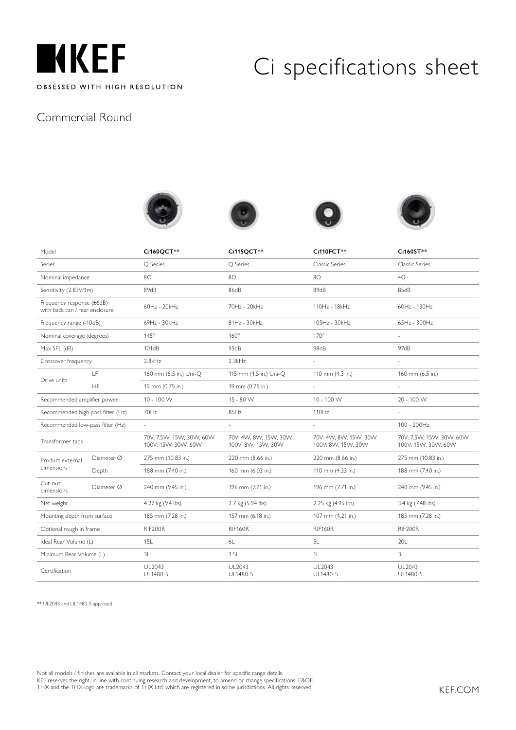# Ci specifications sheet

OBSESSED WITH HIGH RESOLUTION

## Commercial Round

| Model | | Ci160QCT** | Ci115QCT** | Ci110FCT** | Ci160ST** |
|---|---|---|---|---|---|
| Series | | Q Series | Q Series | Classic Series | Classic Series |
| Nominal impedance | | 8Ω | 8Ω | 8Ω | 4Ω |
| Sensitivity (2.83V/1m) | | 89dB | 86dB | 89dB | 85dB |
| Frequency response (±6dB) with back can / rear enclosure | | 60Hz - 20kHz | 70Hz - 20kHz | 110Hz - 18kHz | 60Hz - 130Hz |
| Frequency range (-10dB) | | 69Hz - 30kHz | 81Hz - 30kHz | 105Hz - 30kHz | 65Hz - 300Hz |
| Nominal coverage (degrees) | | 145° | 160° | 170° | - |
| Max SPL (dB) | | 101dB | 95dB | 98dB | 97dB |
| Crossover frequency | | 2.8kHz | 2.3kHz | - | - |
| Drive units | LF | 160 mm (6.5 in.) Uni-Q | 115 mm (4.5 in.) Uni-Q | 110 mm (4.3 in.) | 160 mm (6.5 in.) |
| | HF | 19 mm (0.75 in.) | 19 mm (0.75 in.) | - | - |
| Recommended amplifier power | | 10 - 100 W | 15 - 80 W | 10 - 100 W | 20 - 100 W |
| Recommended high-pass filter (Hz) | | 70Hz | 85Hz | 110Hz | - |
| Recommended low-pass filter (Hz) | | - | - | - | 100 - 200Hz |
| Transformer taps | | 70V: 7.5W, 15W, 30W, 60W<br>100V: 15W, 30W, 60W | 70V: 4W, 8W, 15W, 30W<br>100V: 8W, 15W, 30W | 70V: 4W, 8W, 15W, 30W<br>100V: 8W, 15W, 30W | 70V: 7.5W, 15W, 30W, 60W<br>100V: 15W, 30W, 60W |
| Product external dimensions | Diameter Ø | 275 mm (10.83 in.) | 220 mm (8.66 in.) | 220 mm (8.66 in.) | 275 mm (10.83 in.) |
| | Depth | 188 mm (7.40 in.) | 160 mm (6.03 in.) | 110 mm (4.33 in.) | 188 mm (7.40 in.) |
| Cut-out dimensions | Diameter Ø | 240 mm (9.45 in.) | 196 mm (7.71 in.) | 196 mm (7.71 in.) | 240 mm (9.45 in.) |
| Net weight | | 4.27 kg (9.4 lbs) | 2.7 kg (5.94 lbs) | 2.25 kg (4.95 lbs) | 3.4 kg (7.48 lbs) |
| Mounting depth from surface | | 185 mm (7.28 in.) | 157 mm (6.18 in.) | 107 mm (4.21 in.) | 185 mm (7.28 in.) |
| Optional rough in frame | | RIF200R | RIF160R | RIF160R | RIF200R |
| Ideal Rear Volume (L) | | 15L | 6L | 5L | 20L |
| Minimum Rear Volume (L) | | 3L | 1.5L | 1L | 3L |
| Certification | | UL2043<br>UL1480-5 | UL2043<br>UL1480-5 | UL2043<br>UL1480-5 | UL2043<br>UL1480-5 |

** UL2043 and UL1480-5 approved

Not all models / finishes are available in all markets. Contact your local dealer for specific range details.
KEF reserves the right, in line with continuing research and development, to amend or change specifications. E&OE.
THX and the THX logo are trademarks of THX Ltd. which are registered in some jurisdictions. All rights reserved.

KEF.COM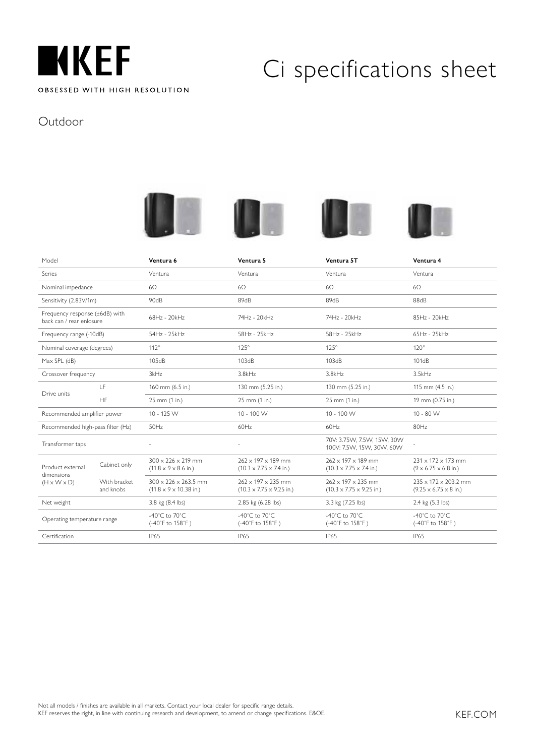# KEF

OBSESSED WITH HIGH RESOLUTION

# Ci specifications sheet

## Outdoor

| Model | | Ventura 6 | Ventura 5 | Ventura 5T | Ventura 4 |
|---|---|---|---|---|---|
| Series | | Ventura | Ventura | Ventura | Ventura |
| Nominal impedance | | 6Ω | 6Ω | 6Ω | 6Ω |
| Sensitivity (2.83V/1m) | | 90dB | 89dB | 89dB | 88dB |
| Frequency response (±6dB) with back can / rear enlosure | | 68Hz - 20kHz | 74Hz - 20kHz | 74Hz - 20kHz | 85Hz - 20kHz |
| Frequency range (-10dB) | | 54Hz - 25kHz | 58Hz - 25kHz | 58Hz - 25kHz | 65Hz - 25kHz |
| Nominal coverage (degrees) | | 112° | 125° | 125° | 120° |
| Max SPL (dB) | | 105dB | 103dB | 103dB | 101dB |
| Crossover frequency | | 3kHz | 3.8kHz | 3.8kHz | 3.5kHz |
| Drive units | LF | 160 mm (6.5 in.) | 130 mm (5.25 in.) | 130 mm (5.25 in.) | 115 mm (4.5 in.) |
| | HF | 25 mm (1 in.) | 25 mm (1 in.) | 25 mm (1 in.) | 19 mm (0.75 in.) |
| Recommended amplifier power | | 10 - 125 W | 10 - 100 W | 10 - 100 W | 10 - 80 W |
| Recommended high-pass filter (Hz) | | 50Hz | 60Hz | 60Hz | 80Hz |
| Transformer taps | | - | - | 70V: 3.75W, 7.5W, 15W, 30W<br>100V: 7.5W, 15W, 30W, 60W | - |
| Product external dimensions (H x W x D) | Cabinet only | 300 x 226 x 219 mm<br>(11.8 x 9 x 8.6 in.) | 262 x 197 x 189 mm<br>(10.3 x 7.75 x 7.4 in.) | 262 x 197 x 189 mm<br>(10.3 x 7.75 x 7.4 in.) | 231 x 172 x 173 mm<br>(9 x 6.75 x 6.8 in.) |
| | With bracket and knobs | 300 x 226 x 263.5 mm<br>(11.8 x 9 x 10.38 in.) | 262 x 197 x 235 mm<br>(10.3 x 7.75 x 9.25 in.) | 262 x 197 x 235 mm<br>(10.3 x 7.75 x 9.25 in.) | 235 x 172 x 203.2 mm<br>(9.25 x 6.75 x 8 in.) |
| Net weight | | 3.8 kg (8.4 lbs) | 2.85 kg (6.28 lbs) | 3.3 kg (7.25 lbs) | 2.4 kg (5.3 lbs) |
| Operating temperature range | | -40°C to 70°C<br>(-40°F to 158°F ) | -40°C to 70°C<br>(-40°F to 158°F ) | -40°C to 70°C<br>(-40°F to 158°F ) | -40°C to 70°C<br>(-40°F to 158°F ) |
| Certification | | IP65 | IP65 | IP65 | IP65 |

Not all models / finishes are available in all markets. Contact your local dealer for specific range details.
KEF reserves the right, in line with continuing research and development, to amend or change specifications. E&OE.

KEF.COM